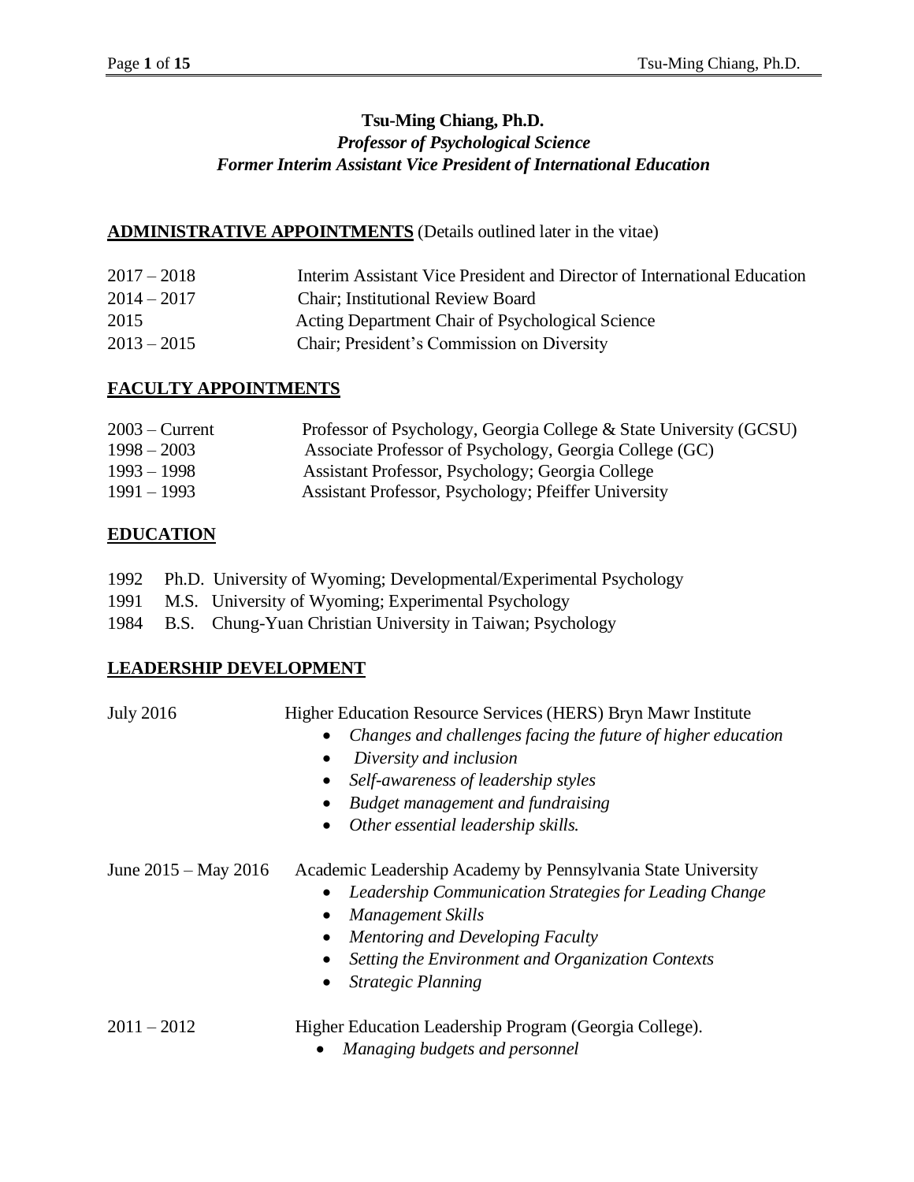# Tsu-Ming Chiang, Ph.D.

***Professor of Psychological Science***

***Former Interim Assistant Vice President of International Education***

## ADMINISTRATIVE APPOINTMENTS (Details outlined later in the vitae)

| | |
|---|---|
| 2017 – 2018 | Interim Assistant Vice President and Director of International Education |
| 2014 – 2017 | Chair; Institutional Review Board |
| 2015 | Acting Department Chair of Psychological Science |
| 2013 – 2015 | Chair; President's Commission on Diversity |

## FACULTY APPOINTMENTS

| | |
|---|---|
| 2003 – Current | Professor of Psychology, Georgia College & State University (GCSU) |
| 1998 – 2003 | Associate Professor of Psychology, Georgia College (GC) |
| 1993 – 1998 | Assistant Professor, Psychology; Georgia College |
| 1991 – 1993 | Assistant Professor, Psychology; Pfeiffer University |

## EDUCATION

- 1992 Ph.D. University of Wyoming; Developmental/Experimental Psychology
- 1991 M.S. University of Wyoming; Experimental Psychology
- 1984 B.S. Chung-Yuan Christian University in Taiwan; Psychology

## LEADERSHIP DEVELOPMENT

**July 2016** — Higher Education Resource Services (HERS) Bryn Mawr Institute

- *Changes and challenges facing the future of higher education*
- *Diversity and inclusion*
- *Self-awareness of leadership styles*
- *Budget management and fundraising*
- *Other essential leadership skills.*

**June 2015 – May 2016** — Academic Leadership Academy by Pennsylvania State University

- *Leadership Communication Strategies for Leading Change*
- *Management Skills*
- *Mentoring and Developing Faculty*
- *Setting the Environment and Organization Contexts*
- *Strategic Planning*

**2011 – 2012** — Higher Education Leadership Program (Georgia College).

- *Managing budgets and personnel*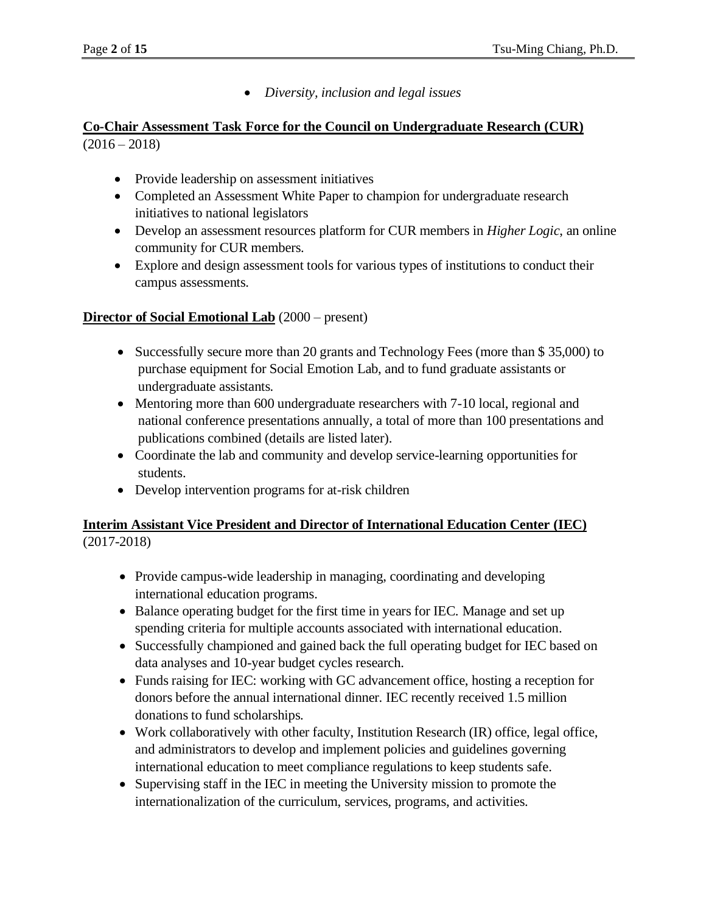- *Diversity, inclusion and legal issues*

**Co-Chair Assessment Task Force for the Council on Undergraduate Research (CUR)** (2016 – 2018)

- Provide leadership on assessment initiatives
- Completed an Assessment White Paper to champion for undergraduate research initiatives to national legislators
- Develop an assessment resources platform for CUR members in *Higher Logic*, an online community for CUR members.
- Explore and design assessment tools for various types of institutions to conduct their campus assessments.

**Director of Social Emotional Lab** (2000 – present)

- Successfully secure more than 20 grants and Technology Fees (more than $ 35,000) to purchase equipment for Social Emotion Lab, and to fund graduate assistants or undergraduate assistants.
- Mentoring more than 600 undergraduate researchers with 7-10 local, regional and national conference presentations annually, a total of more than 100 presentations and publications combined (details are listed later).
- Coordinate the lab and community and develop service-learning opportunities for students.
- Develop intervention programs for at-risk children

**Interim Assistant Vice President and Director of International Education Center (IEC)** (2017-2018)

- Provide campus-wide leadership in managing, coordinating and developing international education programs.
- Balance operating budget for the first time in years for IEC. Manage and set up spending criteria for multiple accounts associated with international education.
- Successfully championed and gained back the full operating budget for IEC based on data analyses and 10-year budget cycles research.
- Funds raising for IEC: working with GC advancement office, hosting a reception for donors before the annual international dinner. IEC recently received 1.5 million donations to fund scholarships.
- Work collaboratively with other faculty, Institution Research (IR) office, legal office, and administrators to develop and implement policies and guidelines governing international education to meet compliance regulations to keep students safe.
- Supervising staff in the IEC in meeting the University mission to promote the internationalization of the curriculum, services, programs, and activities.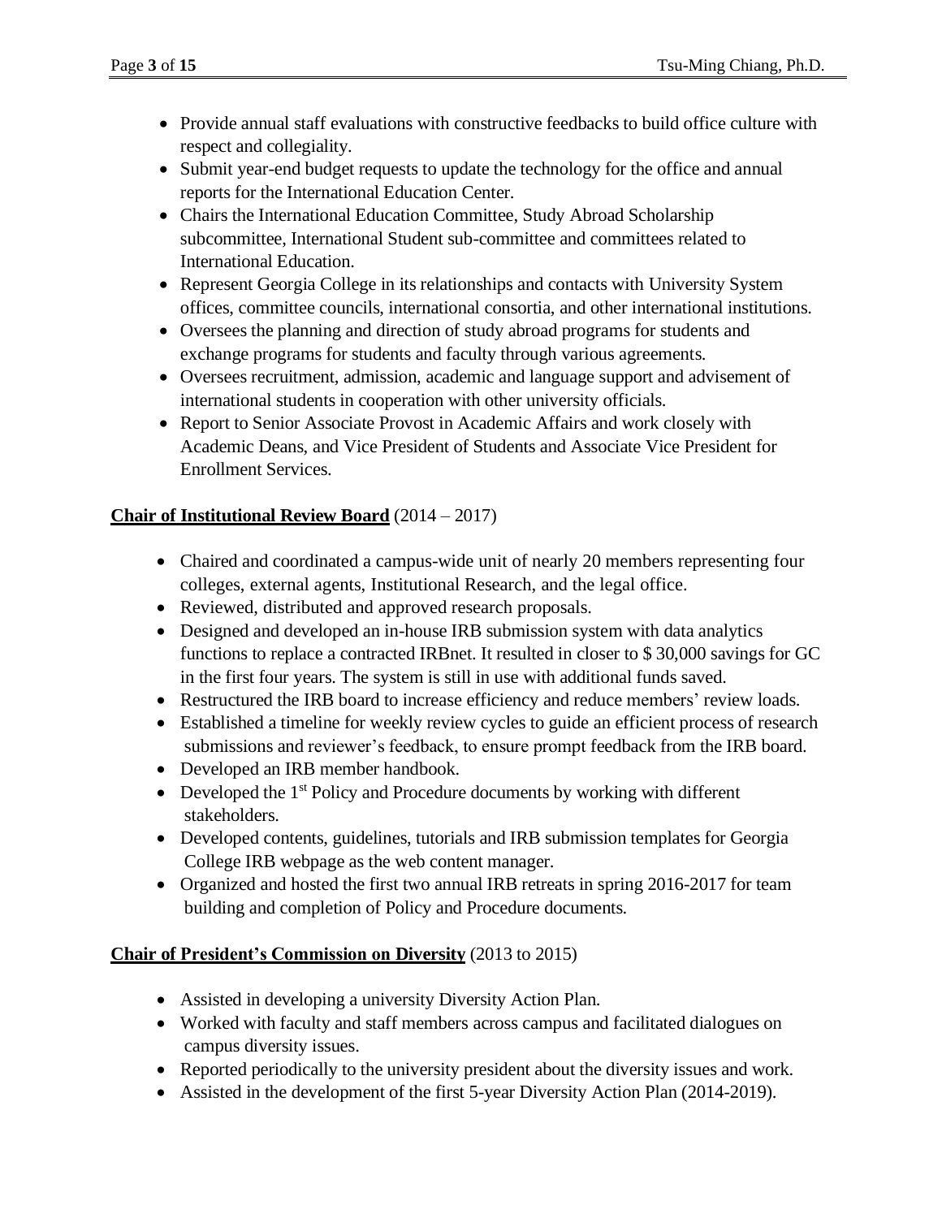- Provide annual staff evaluations with constructive feedbacks to build office culture with respect and collegiality.
- Submit year-end budget requests to update the technology for the office and annual reports for the International Education Center.
- Chairs the International Education Committee, Study Abroad Scholarship subcommittee, International Student sub-committee and committees related to International Education.
- Represent Georgia College in its relationships and contacts with University System offices, committee councils, international consortia, and other international institutions.
- Oversees the planning and direction of study abroad programs for students and exchange programs for students and faculty through various agreements.
- Oversees recruitment, admission, academic and language support and advisement of international students in cooperation with other university officials.
- Report to Senior Associate Provost in Academic Affairs and work closely with Academic Deans, and Vice President of Students and Associate Vice President for Enrollment Services.

**Chair of Institutional Review Board** (2014 – 2017)

- Chaired and coordinated a campus-wide unit of nearly 20 members representing four colleges, external agents, Institutional Research, and the legal office.
- Reviewed, distributed and approved research proposals.
- Designed and developed an in-house IRB submission system with data analytics functions to replace a contracted IRBnet. It resulted in closer to $ 30,000 savings for GC in the first four years. The system is still in use with additional funds saved.
- Restructured the IRB board to increase efficiency and reduce members' review loads.
- Established a timeline for weekly review cycles to guide an efficient process of research submissions and reviewer's feedback, to ensure prompt feedback from the IRB board.
- Developed an IRB member handbook.
- Developed the 1st Policy and Procedure documents by working with different stakeholders.
- Developed contents, guidelines, tutorials and IRB submission templates for Georgia College IRB webpage as the web content manager.
- Organized and hosted the first two annual IRB retreats in spring 2016-2017 for team building and completion of Policy and Procedure documents.

**Chair of President's Commission on Diversity** (2013 to 2015)

- Assisted in developing a university Diversity Action Plan.
- Worked with faculty and staff members across campus and facilitated dialogues on campus diversity issues.
- Reported periodically to the university president about the diversity issues and work.
- Assisted in the development of the first 5-year Diversity Action Plan (2014-2019).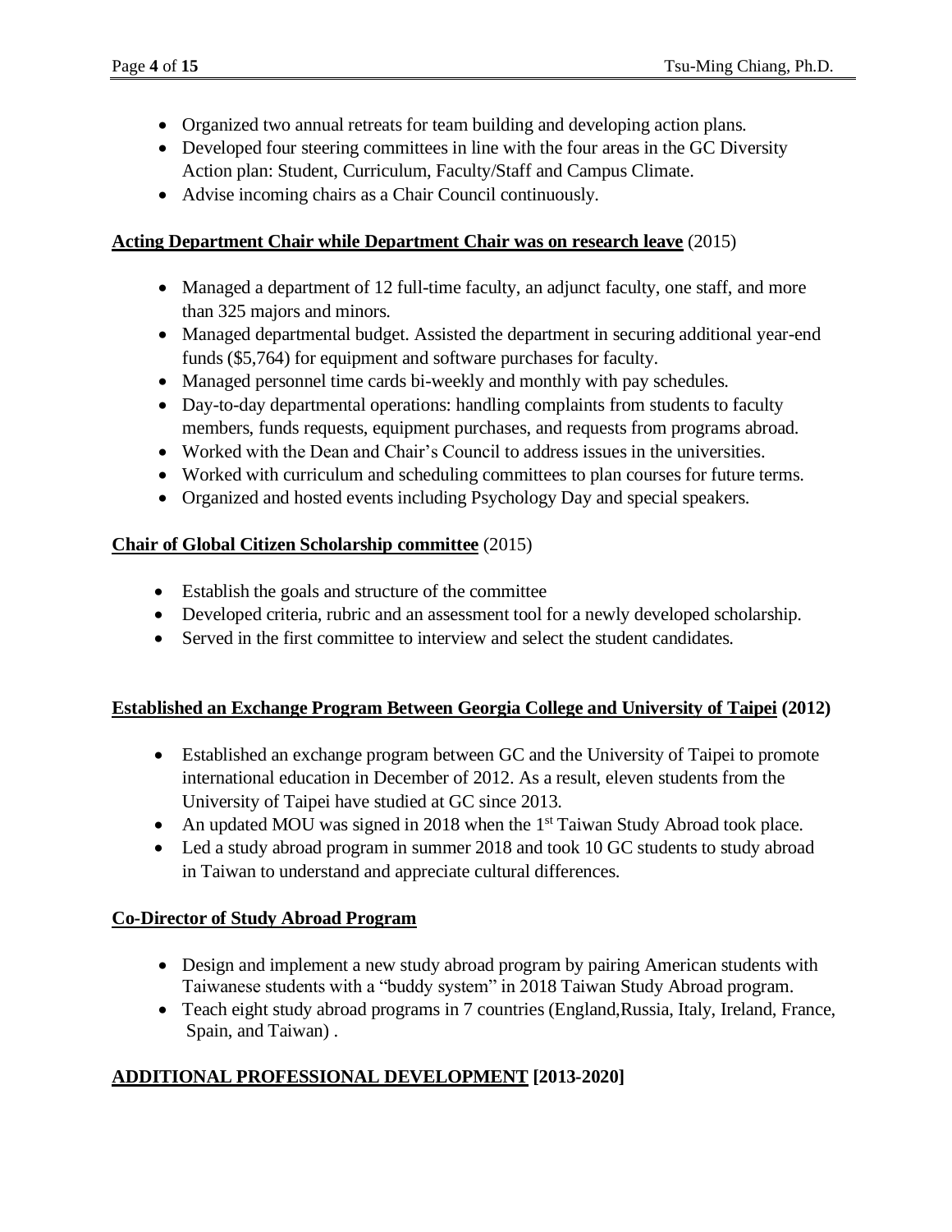- Organized two annual retreats for team building and developing action plans.
- Developed four steering committees in line with the four areas in the GC Diversity Action plan: Student, Curriculum, Faculty/Staff and Campus Climate.
- Advise incoming chairs as a Chair Council continuously.

**Acting Department Chair while Department Chair was on research leave** (2015)

- Managed a department of 12 full-time faculty, an adjunct faculty, one staff, and more than 325 majors and minors.
- Managed departmental budget. Assisted the department in securing additional year-end funds ($5,764) for equipment and software purchases for faculty.
- Managed personnel time cards bi-weekly and monthly with pay schedules.
- Day-to-day departmental operations: handling complaints from students to faculty members, funds requests, equipment purchases, and requests from programs abroad.
- Worked with the Dean and Chair's Council to address issues in the universities.
- Worked with curriculum and scheduling committees to plan courses for future terms.
- Organized and hosted events including Psychology Day and special speakers.

**Chair of Global Citizen Scholarship committee** (2015)

- Establish the goals and structure of the committee
- Developed criteria, rubric and an assessment tool for a newly developed scholarship.
- Served in the first committee to interview and select the student candidates.

**Established an Exchange Program Between Georgia College and University of Taipei (2012)**

- Established an exchange program between GC and the University of Taipei to promote international education in December of 2012. As a result, eleven students from the University of Taipei have studied at GC since 2013.
- An updated MOU was signed in 2018 when the 1st Taiwan Study Abroad took place.
- Led a study abroad program in summer 2018 and took 10 GC students to study abroad in Taiwan to understand and appreciate cultural differences.

**Co-Director of Study Abroad Program**

- Design and implement a new study abroad program by pairing American students with Taiwanese students with a "buddy system" in 2018 Taiwan Study Abroad program.
- Teach eight study abroad programs in 7 countries (England,Russia, Italy, Ireland, France, Spain, and Taiwan) .

## ADDITIONAL PROFESSIONAL DEVELOPMENT [2013-2020]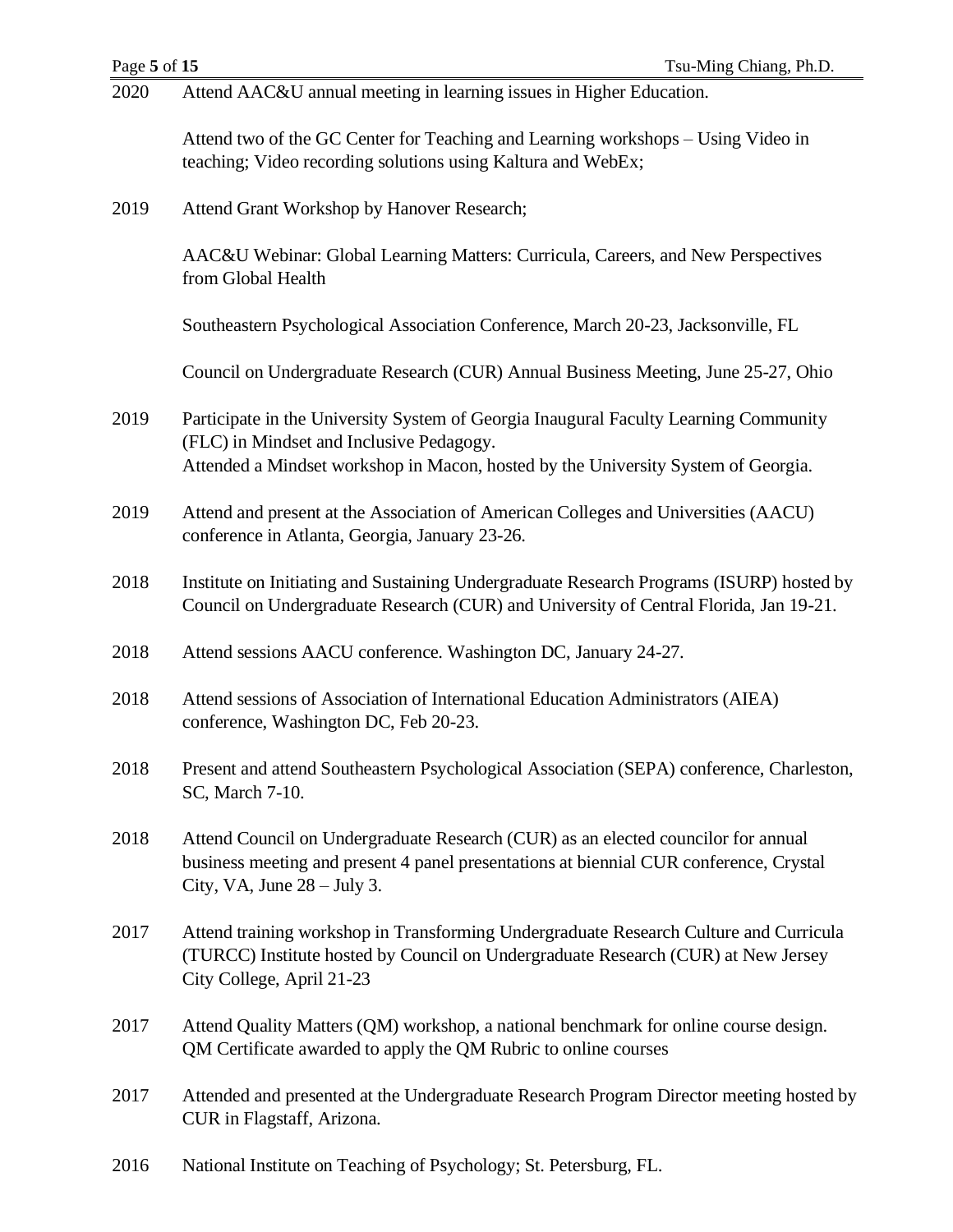2020 Attend AAC&U annual meeting in learning issues in Higher Education.

Attend two of the GC Center for Teaching and Learning workshops – Using Video in teaching; Video recording solutions using Kaltura and WebEx;

2019 Attend Grant Workshop by Hanover Research;

AAC&U Webinar: Global Learning Matters: Curricula, Careers, and New Perspectives from Global Health

Southeastern Psychological Association Conference, March 20-23, Jacksonville, FL

Council on Undergraduate Research (CUR) Annual Business Meeting, June 25-27, Ohio

2019 Participate in the University System of Georgia Inaugural Faculty Learning Community (FLC) in Mindset and Inclusive Pedagogy.
Attended a Mindset workshop in Macon, hosted by the University System of Georgia.

2019 Attend and present at the Association of American Colleges and Universities (AACU) conference in Atlanta, Georgia, January 23-26.

2018 Institute on Initiating and Sustaining Undergraduate Research Programs (ISURP) hosted by Council on Undergraduate Research (CUR) and University of Central Florida, Jan 19-21.

2018 Attend sessions AACU conference. Washington DC, January 24-27.

2018 Attend sessions of Association of International Education Administrators (AIEA) conference, Washington DC, Feb 20-23.

2018 Present and attend Southeastern Psychological Association (SEPA) conference, Charleston, SC, March 7-10.

2018 Attend Council on Undergraduate Research (CUR) as an elected councilor for annual business meeting and present 4 panel presentations at biennial CUR conference, Crystal City, VA, June 28 – July 3.

2017 Attend training workshop in Transforming Undergraduate Research Culture and Curricula (TURCC) Institute hosted by Council on Undergraduate Research (CUR) at New Jersey City College, April 21-23

2017 Attend Quality Matters (QM) workshop, a national benchmark for online course design. QM Certificate awarded to apply the QM Rubric to online courses

2017 Attended and presented at the Undergraduate Research Program Director meeting hosted by CUR in Flagstaff, Arizona.

2016 National Institute on Teaching of Psychology; St. Petersburg, FL.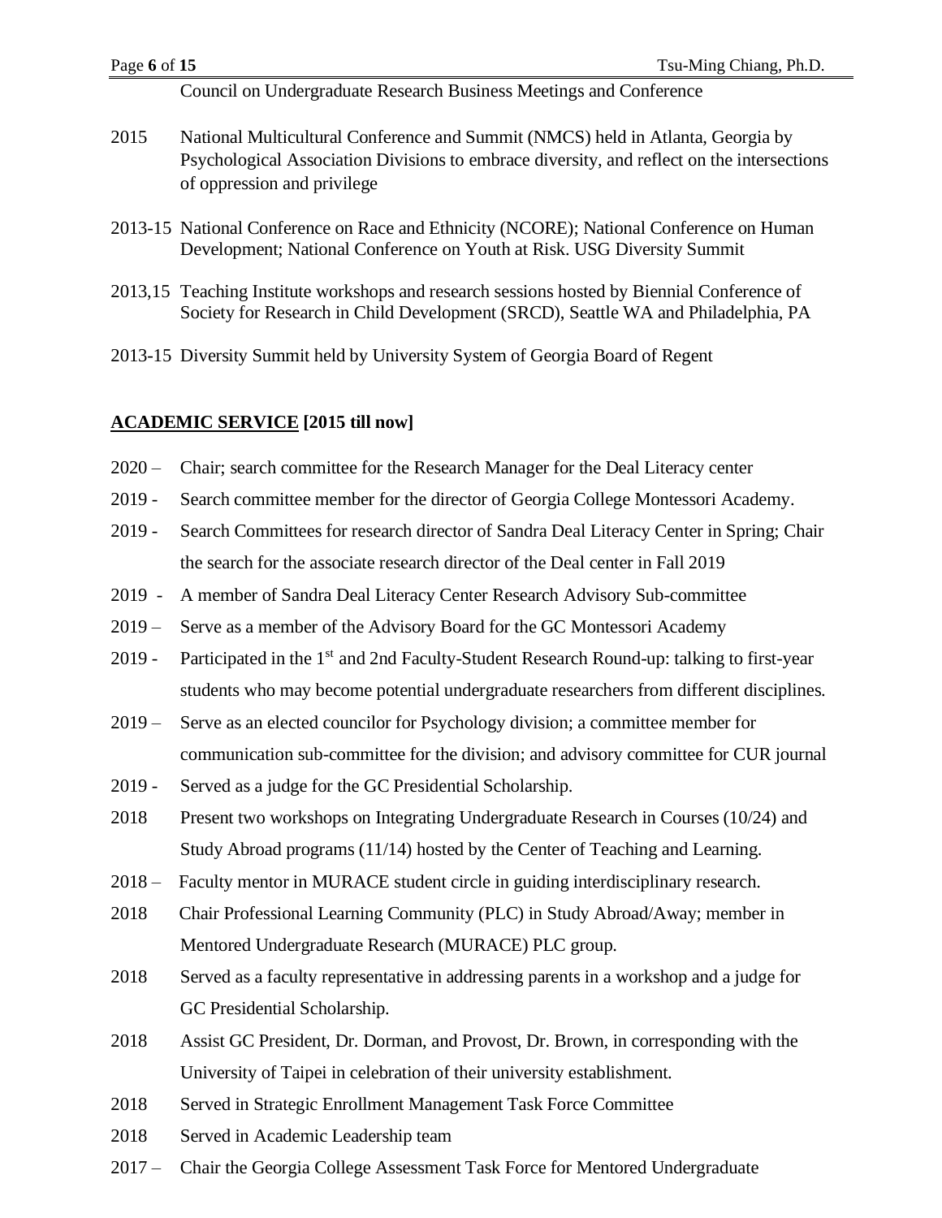Council on Undergraduate Research Business Meetings and Conference

2015 National Multicultural Conference and Summit (NMCS) held in Atlanta, Georgia by Psychological Association Divisions to embrace diversity, and reflect on the intersections of oppression and privilege

2013-15 National Conference on Race and Ethnicity (NCORE); National Conference on Human Development; National Conference on Youth at Risk. USG Diversity Summit

2013,15 Teaching Institute workshops and research sessions hosted by Biennial Conference of Society for Research in Child Development (SRCD), Seattle WA and Philadelphia, PA

2013-15 Diversity Summit held by University System of Georgia Board of Regent

## ACADEMIC SERVICE [2015 till now]

2020 – Chair; search committee for the Research Manager for the Deal Literacy center

2019 - Search committee member for the director of Georgia College Montessori Academy.

2019 - Search Committees for research director of Sandra Deal Literacy Center in Spring; Chair the search for the associate research director of the Deal center in Fall 2019

2019 - A member of Sandra Deal Literacy Center Research Advisory Sub-committee

2019 – Serve as a member of the Advisory Board for the GC Montessori Academy

2019 - Participated in the 1st and 2nd Faculty-Student Research Round-up: talking to first-year students who may become potential undergraduate researchers from different disciplines.

2019 – Serve as an elected councilor for Psychology division; a committee member for communication sub-committee for the division; and advisory committee for CUR journal

2019 - Served as a judge for the GC Presidential Scholarship.

2018 Present two workshops on Integrating Undergraduate Research in Courses (10/24) and Study Abroad programs (11/14) hosted by the Center of Teaching and Learning.

2018 – Faculty mentor in MURACE student circle in guiding interdisciplinary research.

2018 Chair Professional Learning Community (PLC) in Study Abroad/Away; member in Mentored Undergraduate Research (MURACE) PLC group.

2018 Served as a faculty representative in addressing parents in a workshop and a judge for GC Presidential Scholarship.

2018 Assist GC President, Dr. Dorman, and Provost, Dr. Brown, in corresponding with the University of Taipei in celebration of their university establishment.

2018 Served in Strategic Enrollment Management Task Force Committee

2018 Served in Academic Leadership team

2017 – Chair the Georgia College Assessment Task Force for Mentored Undergraduate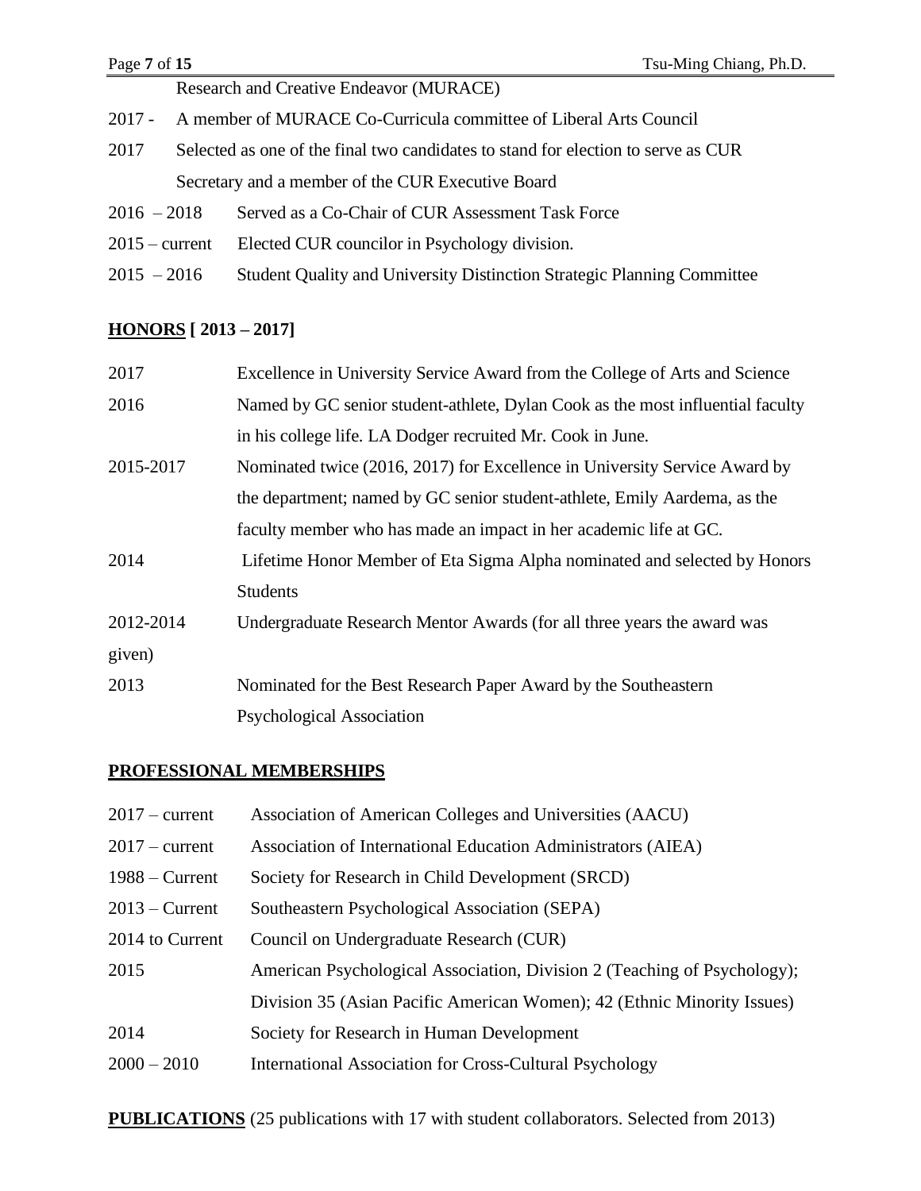Research and Creative Endeavor (MURACE)

2017 - A member of MURACE Co-Curricula committee of Liberal Arts Council

2017 Selected as one of the final two candidates to stand for election to serve as CUR Secretary and a member of the CUR Executive Board

2016 – 2018 Served as a Co-Chair of CUR Assessment Task Force

2015 – current Elected CUR councilor in Psychology division.

2015 – 2016 Student Quality and University Distinction Strategic Planning Committee

## **HONORS [ 2013 – 2017]**

2017 Excellence in University Service Award from the College of Arts and Science

2016 Named by GC senior student-athlete, Dylan Cook as the most influential faculty in his college life. LA Dodger recruited Mr. Cook in June.

2015-2017 Nominated twice (2016, 2017) for Excellence in University Service Award by the department; named by GC senior student-athlete, Emily Aardema, as the faculty member who has made an impact in her academic life at GC.

2014 Lifetime Honor Member of Eta Sigma Alpha nominated and selected by Honors Students

2012-2014 Undergraduate Research Mentor Awards (for all three years the award was given)

2013 Nominated for the Best Research Paper Award by the Southeastern Psychological Association

## **PROFESSIONAL MEMBERSHIPS**

2017 – current Association of American Colleges and Universities (AACU)

2017 – current Association of International Education Administrators (AIEA)

1988 – Current Society for Research in Child Development (SRCD)

2013 – Current Southeastern Psychological Association (SEPA)

2014 to Current Council on Undergraduate Research (CUR)

2015 American Psychological Association, Division 2 (Teaching of Psychology); Division 35 (Asian Pacific American Women); 42 (Ethnic Minority Issues)

2014 Society for Research in Human Development

2000 – 2010 International Association for Cross-Cultural Psychology

**PUBLICATIONS** (25 publications with 17 with student collaborators. Selected from 2013)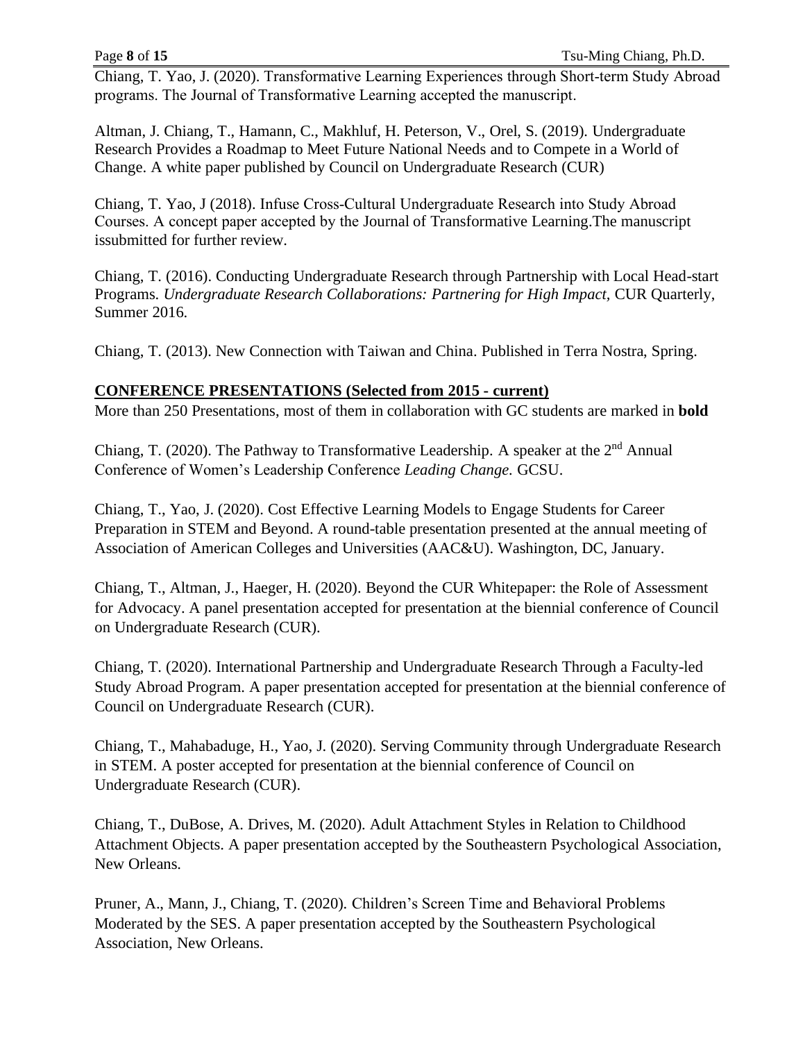Chiang, T. Yao, J. (2020). Transformative Learning Experiences through Short-term Study Abroad programs. The Journal of Transformative Learning accepted the manuscript.

Altman, J. Chiang, T., Hamann, C., Makhluf, H. Peterson, V., Orel, S. (2019). Undergraduate Research Provides a Roadmap to Meet Future National Needs and to Compete in a World of Change. A white paper published by Council on Undergraduate Research (CUR)

Chiang, T. Yao, J (2018). Infuse Cross-Cultural Undergraduate Research into Study Abroad Courses. A concept paper accepted by the Journal of Transformative Learning.The manuscript issubmitted for further review.

Chiang, T. (2016). Conducting Undergraduate Research through Partnership with Local Head-start Programs. *Undergraduate Research Collaborations: Partnering for High Impact,* CUR Quarterly, Summer 2016.

Chiang, T. (2013). New Connection with Taiwan and China. Published in Terra Nostra, Spring.

## CONFERENCE PRESENTATIONS (Selected from 2015 - current)

More than 250 Presentations, most of them in collaboration with GC students are marked in **bold**

Chiang, T. (2020). The Pathway to Transformative Leadership. A speaker at the 2nd Annual Conference of Women's Leadership Conference *Leading Change.* GCSU.

Chiang, T., Yao, J. (2020). Cost Effective Learning Models to Engage Students for Career Preparation in STEM and Beyond. A round-table presentation presented at the annual meeting of Association of American Colleges and Universities (AAC&U). Washington, DC, January.

Chiang, T., Altman, J., Haeger, H. (2020). Beyond the CUR Whitepaper: the Role of Assessment for Advocacy. A panel presentation accepted for presentation at the biennial conference of Council on Undergraduate Research (CUR).

Chiang, T. (2020). International Partnership and Undergraduate Research Through a Faculty-led Study Abroad Program. A paper presentation accepted for presentation at the biennial conference of Council on Undergraduate Research (CUR).

Chiang, T., Mahabaduge, H., Yao, J. (2020). Serving Community through Undergraduate Research in STEM. A poster accepted for presentation at the biennial conference of Council on Undergraduate Research (CUR).

Chiang, T., DuBose, A. Drives, M. (2020). Adult Attachment Styles in Relation to Childhood Attachment Objects. A paper presentation accepted by the Southeastern Psychological Association, New Orleans.

Pruner, A., Mann, J., Chiang, T. (2020). Children's Screen Time and Behavioral Problems Moderated by the SES. A paper presentation accepted by the Southeastern Psychological Association, New Orleans.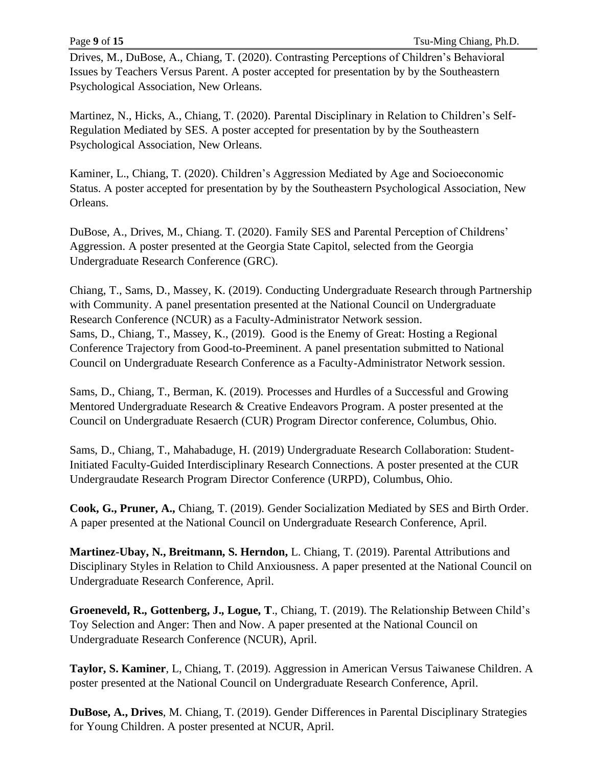Drives, M., DuBose, A., Chiang, T. (2020). Contrasting Perceptions of Children's Behavioral Issues by Teachers Versus Parent. A poster accepted for presentation by by the Southeastern Psychological Association, New Orleans.

Martinez, N., Hicks, A., Chiang, T. (2020). Parental Disciplinary in Relation to Children's Self-Regulation Mediated by SES. A poster accepted for presentation by by the Southeastern Psychological Association, New Orleans.

Kaminer, L., Chiang, T. (2020). Children's Aggression Mediated by Age and Socioeconomic Status. A poster accepted for presentation by by the Southeastern Psychological Association, New Orleans.

DuBose, A., Drives, M., Chiang. T. (2020). Family SES and Parental Perception of Childrens' Aggression. A poster presented at the Georgia State Capitol, selected from the Georgia Undergraduate Research Conference (GRC).

Chiang, T., Sams, D., Massey, K. (2019). Conducting Undergraduate Research through Partnership with Community. A panel presentation presented at the National Council on Undergraduate Research Conference (NCUR) as a Faculty-Administrator Network session.
Sams, D., Chiang, T., Massey, K., (2019). Good is the Enemy of Great: Hosting a Regional Conference Trajectory from Good-to-Preeminent. A panel presentation submitted to National Council on Undergraduate Research Conference as a Faculty-Administrator Network session.

Sams, D., Chiang, T., Berman, K. (2019). Processes and Hurdles of a Successful and Growing Mentored Undergraduate Research & Creative Endeavors Program. A poster presented at the Council on Undergraduate Resaerch (CUR) Program Director conference, Columbus, Ohio.

Sams, D., Chiang, T., Mahabaduge, H. (2019) Undergraduate Research Collaboration: Student-Initiated Faculty-Guided Interdisciplinary Research Connections. A poster presented at the CUR Undergraudate Research Program Director Conference (URPD), Columbus, Ohio.

**Cook, G., Pruner, A.,** Chiang, T. (2019). Gender Socialization Mediated by SES and Birth Order. A paper presented at the National Council on Undergraduate Research Conference, April.

**Martinez-Ubay, N., Breitmann, S. Herndon,** L. Chiang, T. (2019). Parental Attributions and Disciplinary Styles in Relation to Child Anxiousness. A paper presented at the National Council on Undergraduate Research Conference, April.

**Groeneveld, R., Gottenberg, J., Logue, T**., Chiang, T. (2019). The Relationship Between Child's Toy Selection and Anger: Then and Now. A paper presented at the National Council on Undergraduate Research Conference (NCUR), April.

**Taylor, S. Kaminer**, L, Chiang, T. (2019). Aggression in American Versus Taiwanese Children. A poster presented at the National Council on Undergraduate Research Conference, April.

**DuBose, A., Drives**, M. Chiang, T. (2019). Gender Differences in Parental Disciplinary Strategies for Young Children. A poster presented at NCUR, April.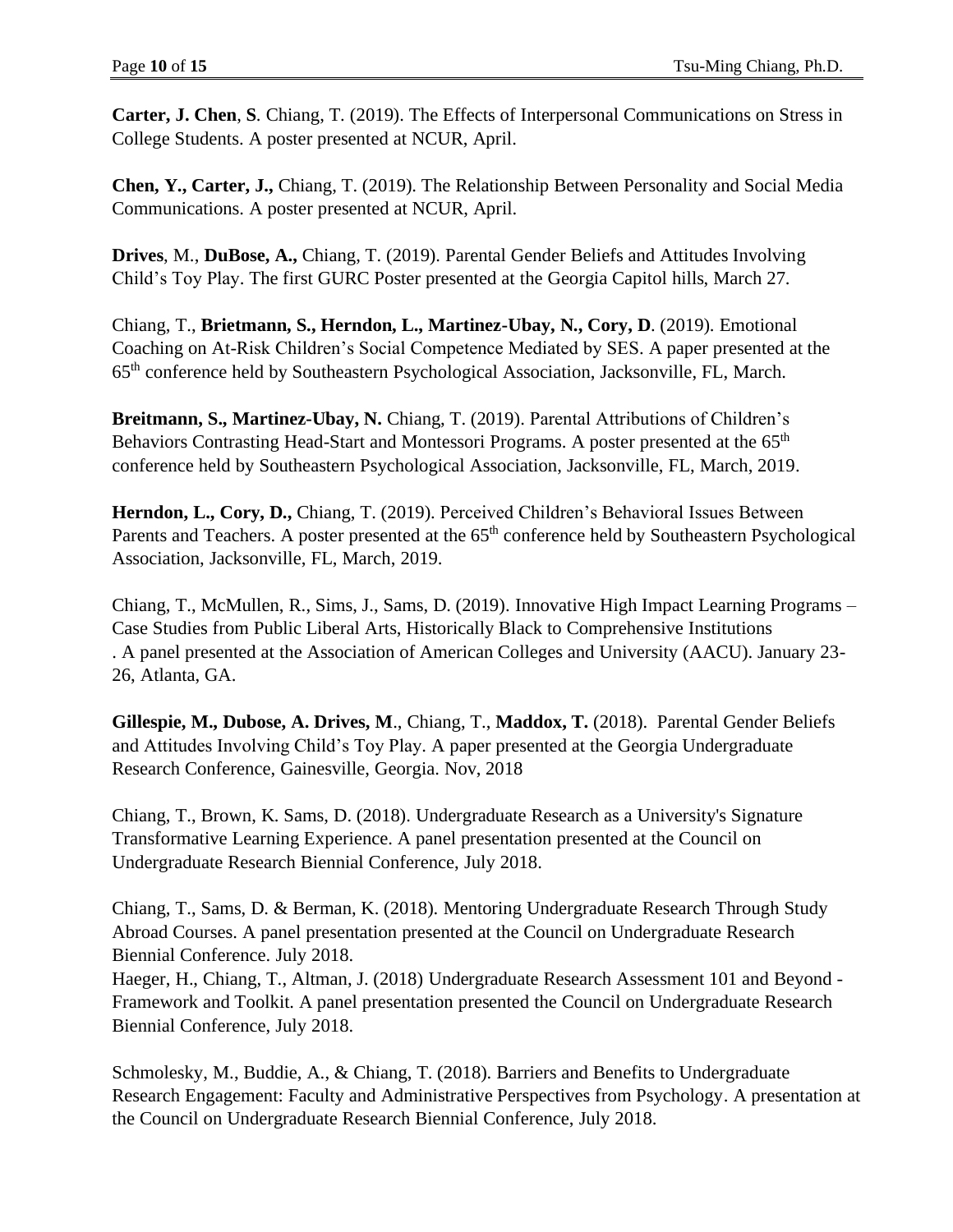**Carter, J. Chen**, **S**. Chiang, T. (2019). The Effects of Interpersonal Communications on Stress in College Students. A poster presented at NCUR, April.

**Chen, Y., Carter, J.,** Chiang, T. (2019). The Relationship Between Personality and Social Media Communications. A poster presented at NCUR, April.

**Drives**, M., **DuBose, A.,** Chiang, T. (2019). Parental Gender Beliefs and Attitudes Involving Child's Toy Play. The first GURC Poster presented at the Georgia Capitol hills, March 27.

Chiang, T., **Brietmann, S., Herndon, L., Martinez-Ubay, N., Cory, D**. (2019). Emotional Coaching on At-Risk Children's Social Competence Mediated by SES. A paper presented at the 65th conference held by Southeastern Psychological Association, Jacksonville, FL, March.

**Breitmann, S., Martinez-Ubay, N.** Chiang, T. (2019). Parental Attributions of Children's Behaviors Contrasting Head-Start and Montessori Programs. A poster presented at the 65th conference held by Southeastern Psychological Association, Jacksonville, FL, March, 2019.

**Herndon, L., Cory, D.,** Chiang, T. (2019). Perceived Children's Behavioral Issues Between Parents and Teachers. A poster presented at the 65th conference held by Southeastern Psychological Association, Jacksonville, FL, March, 2019.

Chiang, T., McMullen, R., Sims, J., Sams, D. (2019). Innovative High Impact Learning Programs – Case Studies from Public Liberal Arts, Historically Black to Comprehensive Institutions . A panel presented at the Association of American Colleges and University (AACU). January 23-26, Atlanta, GA.

**Gillespie, M., Dubose, A. Drives, M**., Chiang, T., **Maddox, T.** (2018). Parental Gender Beliefs and Attitudes Involving Child's Toy Play. A paper presented at the Georgia Undergraduate Research Conference, Gainesville, Georgia. Nov, 2018

Chiang, T., Brown, K. Sams, D. (2018). Undergraduate Research as a University's Signature Transformative Learning Experience. A panel presentation presented at the Council on Undergraduate Research Biennial Conference, July 2018.

Chiang, T., Sams, D. & Berman, K. (2018). Mentoring Undergraduate Research Through Study Abroad Courses. A panel presentation presented at the Council on Undergraduate Research Biennial Conference. July 2018.
Haeger, H., Chiang, T., Altman, J. (2018) Undergraduate Research Assessment 101 and Beyond - Framework and Toolkit. A panel presentation presented the Council on Undergraduate Research Biennial Conference, July 2018.

Schmolesky, M., Buddie, A., & Chiang, T. (2018). Barriers and Benefits to Undergraduate Research Engagement: Faculty and Administrative Perspectives from Psychology. A presentation at the Council on Undergraduate Research Biennial Conference, July 2018.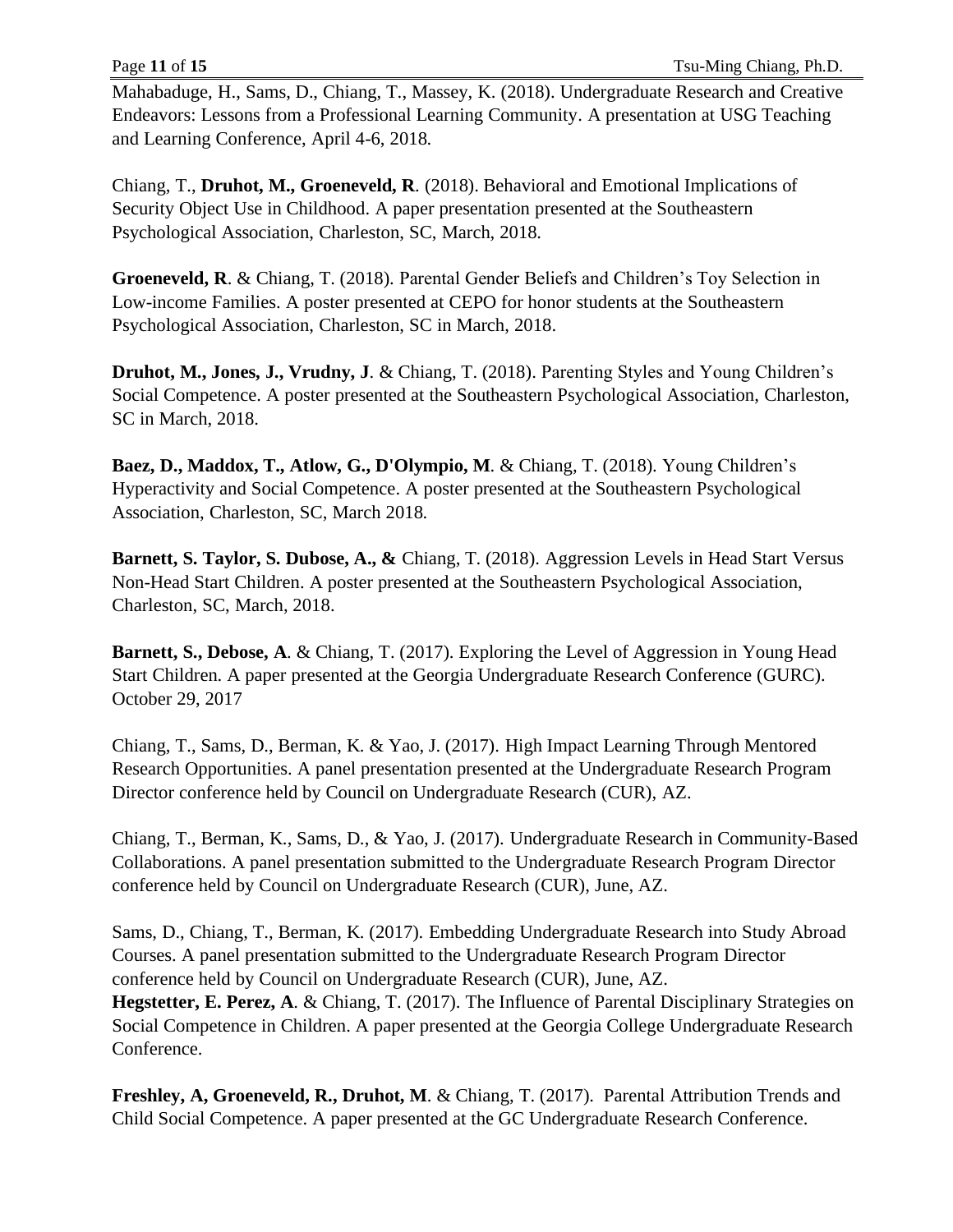Mahabaduge, H., Sams, D., Chiang, T., Massey, K. (2018). Undergraduate Research and Creative Endeavors: Lessons from a Professional Learning Community. A presentation at USG Teaching and Learning Conference, April 4-6, 2018.

Chiang, T., **Druhot, M., Groeneveld, R**. (2018). Behavioral and Emotional Implications of Security Object Use in Childhood. A paper presentation presented at the Southeastern Psychological Association, Charleston, SC, March, 2018.

**Groeneveld, R**. & Chiang, T. (2018). Parental Gender Beliefs and Children's Toy Selection in Low-income Families. A poster presented at CEPO for honor students at the Southeastern Psychological Association, Charleston, SC in March, 2018.

**Druhot, M., Jones, J., Vrudny, J**. & Chiang, T. (2018). Parenting Styles and Young Children's Social Competence. A poster presented at the Southeastern Psychological Association, Charleston, SC in March, 2018.

**Baez, D., Maddox, T., Atlow, G., D'Olympio, M**. & Chiang, T. (2018). Young Children's Hyperactivity and Social Competence. A poster presented at the Southeastern Psychological Association, Charleston, SC, March 2018.

**Barnett, S. Taylor, S. Dubose, A., &** Chiang, T. (2018). Aggression Levels in Head Start Versus Non-Head Start Children. A poster presented at the Southeastern Psychological Association, Charleston, SC, March, 2018.

**Barnett, S., Debose, A**. & Chiang, T. (2017). Exploring the Level of Aggression in Young Head Start Children. A paper presented at the Georgia Undergraduate Research Conference (GURC). October 29, 2017

Chiang, T., Sams, D., Berman, K. & Yao, J. (2017). High Impact Learning Through Mentored Research Opportunities. A panel presentation presented at the Undergraduate Research Program Director conference held by Council on Undergraduate Research (CUR), AZ.

Chiang, T., Berman, K., Sams, D., & Yao, J. (2017). Undergraduate Research in Community-Based Collaborations. A panel presentation submitted to the Undergraduate Research Program Director conference held by Council on Undergraduate Research (CUR), June, AZ.

Sams, D., Chiang, T., Berman, K. (2017). Embedding Undergraduate Research into Study Abroad Courses. A panel presentation submitted to the Undergraduate Research Program Director conference held by Council on Undergraduate Research (CUR), June, AZ.

**Hegstetter, E. Perez, A**. & Chiang, T. (2017). The Influence of Parental Disciplinary Strategies on Social Competence in Children. A paper presented at the Georgia College Undergraduate Research Conference.

**Freshley, A, Groeneveld, R., Druhot, M**. & Chiang, T. (2017). Parental Attribution Trends and Child Social Competence. A paper presented at the GC Undergraduate Research Conference.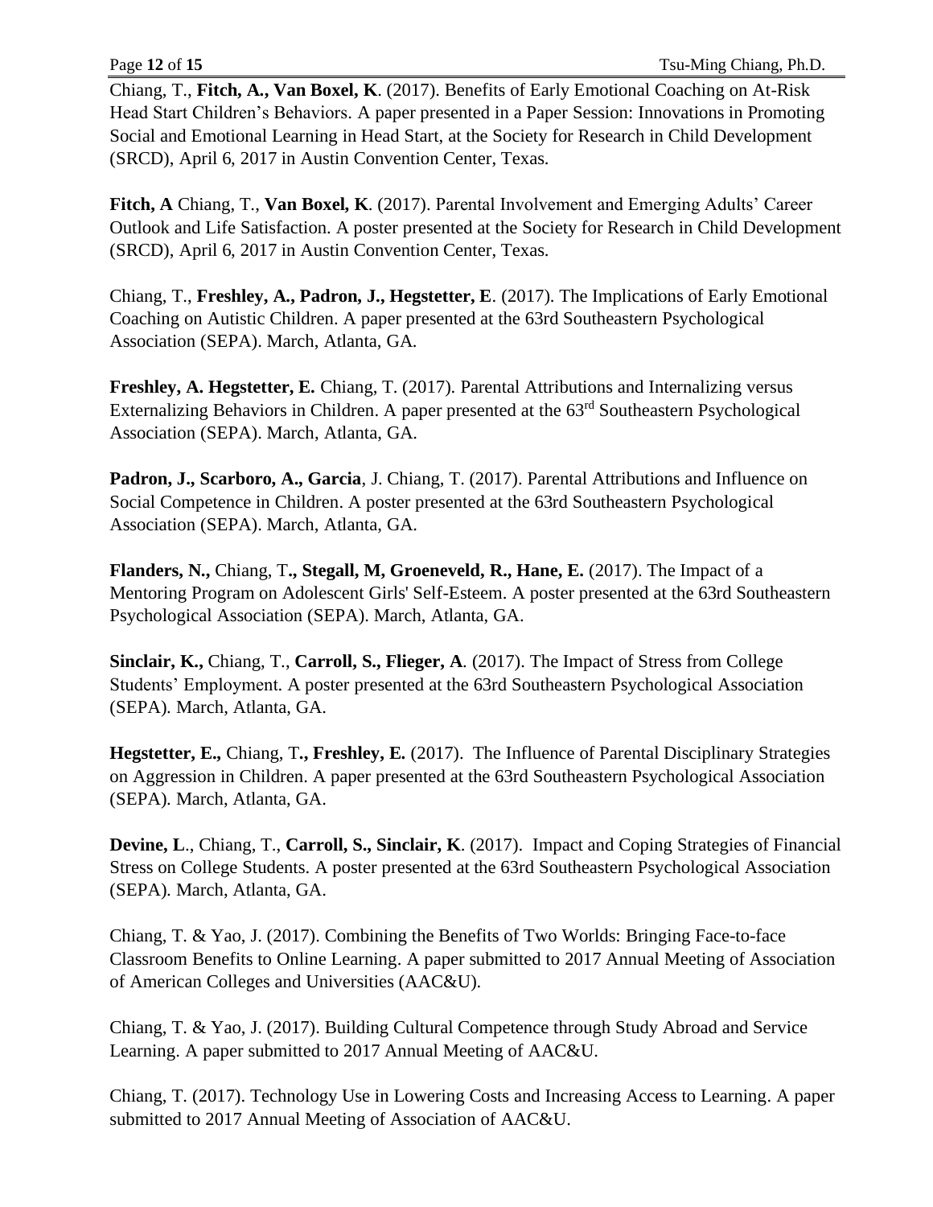Chiang, T., **Fitch, A., Van Boxel, K**. (2017). Benefits of Early Emotional Coaching on At-Risk Head Start Children's Behaviors. A paper presented in a Paper Session: Innovations in Promoting Social and Emotional Learning in Head Start, at the Society for Research in Child Development (SRCD), April 6, 2017 in Austin Convention Center, Texas.

**Fitch, A** Chiang, T., **Van Boxel, K**. (2017). Parental Involvement and Emerging Adults' Career Outlook and Life Satisfaction. A poster presented at the Society for Research in Child Development (SRCD), April 6, 2017 in Austin Convention Center, Texas.

Chiang, T., **Freshley, A., Padron, J., Hegstetter, E**. (2017). The Implications of Early Emotional Coaching on Autistic Children. A paper presented at the 63rd Southeastern Psychological Association (SEPA). March, Atlanta, GA.

**Freshley, A. Hegstetter, E.** Chiang, T. (2017). Parental Attributions and Internalizing versus Externalizing Behaviors in Children. A paper presented at the 63rd Southeastern Psychological Association (SEPA). March, Atlanta, GA.

**Padron, J., Scarboro, A., Garcia**, J. Chiang, T. (2017). Parental Attributions and Influence on Social Competence in Children. A poster presented at the 63rd Southeastern Psychological Association (SEPA). March, Atlanta, GA.

**Flanders, N.,** Chiang, T**., Stegall, M, Groeneveld, R., Hane, E.** (2017). The Impact of a Mentoring Program on Adolescent Girls' Self-Esteem. A poster presented at the 63rd Southeastern Psychological Association (SEPA). March, Atlanta, GA.

**Sinclair, K.,** Chiang, T., **Carroll, S., Flieger, A**. (2017). The Impact of Stress from College Students' Employment. A poster presented at the 63rd Southeastern Psychological Association (SEPA). March, Atlanta, GA.

**Hegstetter, E.,** Chiang, T**., Freshley, E.** (2017). The Influence of Parental Disciplinary Strategies on Aggression in Children. A paper presented at the 63rd Southeastern Psychological Association (SEPA). March, Atlanta, GA.

**Devine, L**., Chiang, T., **Carroll, S., Sinclair, K**. (2017). Impact and Coping Strategies of Financial Stress on College Students. A poster presented at the 63rd Southeastern Psychological Association (SEPA). March, Atlanta, GA.

Chiang, T. & Yao, J. (2017). Combining the Benefits of Two Worlds: Bringing Face-to-face Classroom Benefits to Online Learning. A paper submitted to 2017 Annual Meeting of Association of American Colleges and Universities (AAC&U).

Chiang, T. & Yao, J. (2017). Building Cultural Competence through Study Abroad and Service Learning. A paper submitted to 2017 Annual Meeting of AAC&U.

Chiang, T. (2017). Technology Use in Lowering Costs and Increasing Access to Learning. A paper submitted to 2017 Annual Meeting of Association of AAC&U.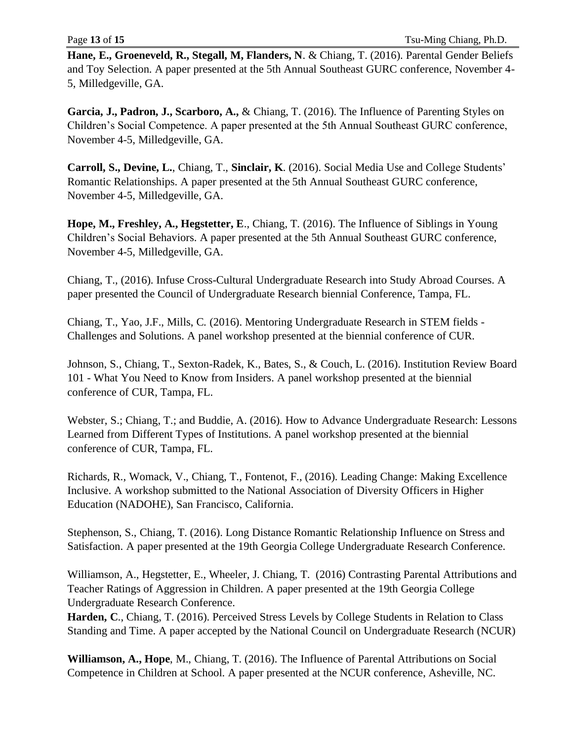**Hane, E., Groeneveld, R., Stegall, M, Flanders, N**. & Chiang, T. (2016). Parental Gender Beliefs and Toy Selection. A paper presented at the 5th Annual Southeast GURC conference, November 4-5, Milledgeville, GA.

**Garcia, J., Padron, J., Scarboro, A.,** & Chiang, T. (2016). The Influence of Parenting Styles on Children's Social Competence. A paper presented at the 5th Annual Southeast GURC conference, November 4-5, Milledgeville, GA.

**Carroll, S., Devine, L.**, Chiang, T., **Sinclair, K**. (2016). Social Media Use and College Students' Romantic Relationships. A paper presented at the 5th Annual Southeast GURC conference, November 4-5, Milledgeville, GA.

**Hope, M., Freshley, A., Hegstetter, E**., Chiang, T. (2016). The Influence of Siblings in Young Children's Social Behaviors. A paper presented at the 5th Annual Southeast GURC conference, November 4-5, Milledgeville, GA.

Chiang, T., (2016). Infuse Cross-Cultural Undergraduate Research into Study Abroad Courses. A paper presented the Council of Undergraduate Research biennial Conference, Tampa, FL.

Chiang, T., Yao, J.F., Mills, C. (2016). Mentoring Undergraduate Research in STEM fields - Challenges and Solutions. A panel workshop presented at the biennial conference of CUR.

Johnson, S., Chiang, T., Sexton-Radek, K., Bates, S., & Couch, L. (2016). Institution Review Board 101 - What You Need to Know from Insiders. A panel workshop presented at the biennial conference of CUR, Tampa, FL.

Webster, S.; Chiang, T.; and Buddie, A. (2016). How to Advance Undergraduate Research: Lessons Learned from Different Types of Institutions. A panel workshop presented at the biennial conference of CUR, Tampa, FL.

Richards, R., Womack, V., Chiang, T., Fontenot, F., (2016). Leading Change: Making Excellence Inclusive. A workshop submitted to the National Association of Diversity Officers in Higher Education (NADOHE), San Francisco, California.

Stephenson, S., Chiang, T. (2016). Long Distance Romantic Relationship Influence on Stress and Satisfaction. A paper presented at the 19th Georgia College Undergraduate Research Conference.

Williamson, A., Hegstetter, E., Wheeler, J. Chiang, T. (2016) Contrasting Parental Attributions and Teacher Ratings of Aggression in Children. A paper presented at the 19th Georgia College Undergraduate Research Conference.

**Harden, C**., Chiang, T. (2016). Perceived Stress Levels by College Students in Relation to Class Standing and Time. A paper accepted by the National Council on Undergraduate Research (NCUR)

**Williamson, A., Hope**, M., Chiang, T. (2016). The Influence of Parental Attributions on Social Competence in Children at School. A paper presented at the NCUR conference, Asheville, NC.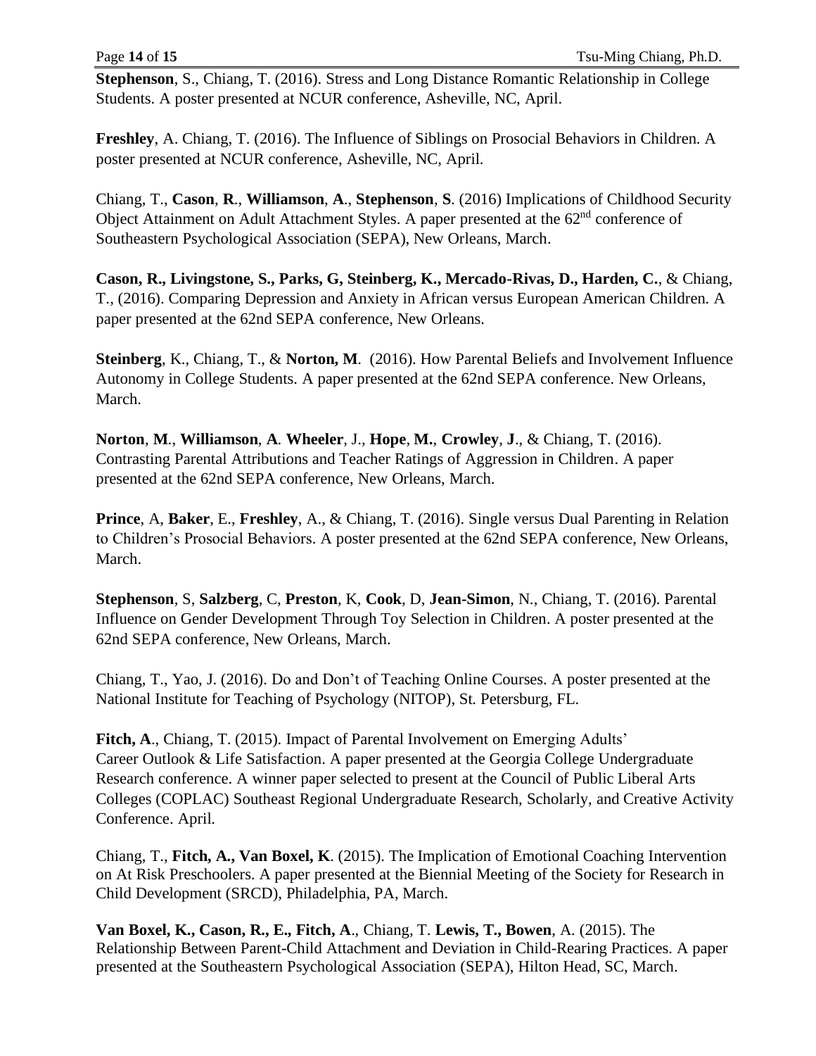**Stephenson**, S., Chiang, T. (2016). Stress and Long Distance Romantic Relationship in College Students. A poster presented at NCUR conference, Asheville, NC, April.

**Freshley**, A. Chiang, T. (2016). The Influence of Siblings on Prosocial Behaviors in Children. A poster presented at NCUR conference, Asheville, NC, April.

Chiang, T., **Cason**, **R**., **Williamson**, **A**., **Stephenson**, **S**. (2016) Implications of Childhood Security Object Attainment on Adult Attachment Styles. A paper presented at the 62nd conference of Southeastern Psychological Association (SEPA), New Orleans, March.

**Cason, R., Livingstone, S., Parks, G, Steinberg, K., Mercado-Rivas, D., Harden, C.**, & Chiang, T., (2016). Comparing Depression and Anxiety in African versus European American Children. A paper presented at the 62nd SEPA conference, New Orleans.

**Steinberg**, K., Chiang, T., & **Norton, M**. (2016). How Parental Beliefs and Involvement Influence Autonomy in College Students. A paper presented at the 62nd SEPA conference. New Orleans, March.

**Norton**, **M**., **Williamson**, **A**. **Wheeler**, J., **Hope**, **M.**, **Crowley**, **J**., & Chiang, T. (2016). Contrasting Parental Attributions and Teacher Ratings of Aggression in Children. A paper presented at the 62nd SEPA conference, New Orleans, March.

**Prince**, A, **Baker**, E., **Freshley**, A., & Chiang, T. (2016). Single versus Dual Parenting in Relation to Children's Prosocial Behaviors. A poster presented at the 62nd SEPA conference, New Orleans, March.

**Stephenson**, S, **Salzberg**, C, **Preston**, K, **Cook**, D, **Jean-Simon**, N., Chiang, T. (2016). Parental Influence on Gender Development Through Toy Selection in Children. A poster presented at the 62nd SEPA conference, New Orleans, March.

Chiang, T., Yao, J. (2016). Do and Don't of Teaching Online Courses. A poster presented at the National Institute for Teaching of Psychology (NITOP), St. Petersburg, FL.

**Fitch, A**., Chiang, T. (2015). Impact of Parental Involvement on Emerging Adults' Career Outlook & Life Satisfaction. A paper presented at the Georgia College Undergraduate Research conference. A winner paper selected to present at the Council of Public Liberal Arts Colleges (COPLAC) Southeast Regional Undergraduate Research, Scholarly, and Creative Activity Conference. April.

Chiang, T., **Fitch, A., Van Boxel, K**. (2015). The Implication of Emotional Coaching Intervention on At Risk Preschoolers. A paper presented at the Biennial Meeting of the Society for Research in Child Development (SRCD), Philadelphia, PA, March.

**Van Boxel, K., Cason, R., E., Fitch, A**., Chiang, T. **Lewis, T., Bowen**, A. (2015). The Relationship Between Parent-Child Attachment and Deviation in Child-Rearing Practices. A paper presented at the Southeastern Psychological Association (SEPA), Hilton Head, SC, March.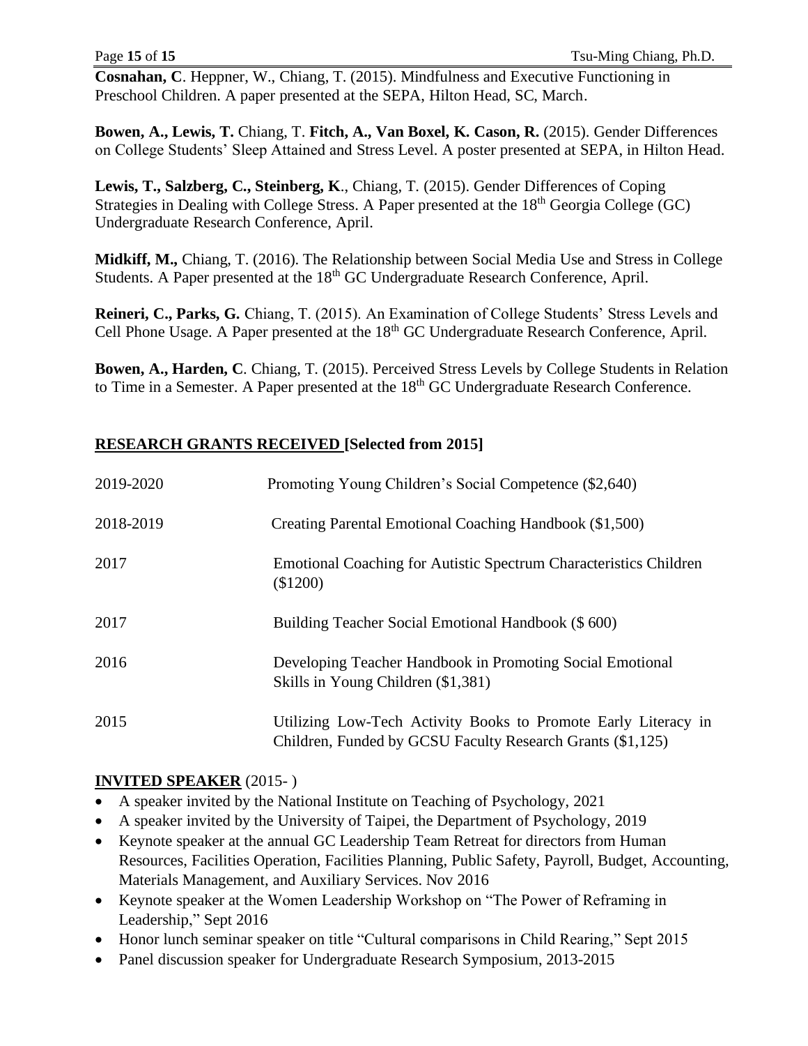**Cosnahan, C**. Heppner, W., Chiang, T. (2015). Mindfulness and Executive Functioning in Preschool Children. A paper presented at the SEPA, Hilton Head, SC, March.

**Bowen, A., Lewis, T.** Chiang, T. **Fitch, A., Van Boxel, K. Cason, R.** (2015). Gender Differences on College Students' Sleep Attained and Stress Level. A poster presented at SEPA, in Hilton Head.

**Lewis, T., Salzberg, C., Steinberg, K**., Chiang, T. (2015). Gender Differences of Coping Strategies in Dealing with College Stress. A Paper presented at the 18th Georgia College (GC) Undergraduate Research Conference, April.

**Midkiff, M.,** Chiang, T. (2016). The Relationship between Social Media Use and Stress in College Students. A Paper presented at the 18th GC Undergraduate Research Conference, April.

**Reineri, C., Parks, G.** Chiang, T. (2015). An Examination of College Students' Stress Levels and Cell Phone Usage. A Paper presented at the 18th GC Undergraduate Research Conference, April.

**Bowen, A., Harden, C**. Chiang, T. (2015). Perceived Stress Levels by College Students in Relation to Time in a Semester. A Paper presented at the 18th GC Undergraduate Research Conference.

## RESEARCH GRANTS RECEIVED [Selected from 2015]

| | |
|---|---|
| 2019-2020 | Promoting Young Children's Social Competence ($2,640) |
| 2018-2019 | Creating Parental Emotional Coaching Handbook ($1,500) |
| 2017 | Emotional Coaching for Autistic Spectrum Characteristics Children ($1200) |
| 2017 | Building Teacher Social Emotional Handbook ($ 600) |
| 2016 | Developing Teacher Handbook in Promoting Social Emotional Skills in Young Children ($1,381) |
| 2015 | Utilizing Low-Tech Activity Books to Promote Early Literacy in Children, Funded by GCSU Faculty Research Grants ($1,125) |

## INVITED SPEAKER (2015- )

- A speaker invited by the National Institute on Teaching of Psychology, 2021
- A speaker invited by the University of Taipei, the Department of Psychology, 2019
- Keynote speaker at the annual GC Leadership Team Retreat for directors from Human Resources, Facilities Operation, Facilities Planning, Public Safety, Payroll, Budget, Accounting, Materials Management, and Auxiliary Services. Nov 2016
- Keynote speaker at the Women Leadership Workshop on "The Power of Reframing in Leadership," Sept 2016
- Honor lunch seminar speaker on title "Cultural comparisons in Child Rearing," Sept 2015
- Panel discussion speaker for Undergraduate Research Symposium, 2013-2015